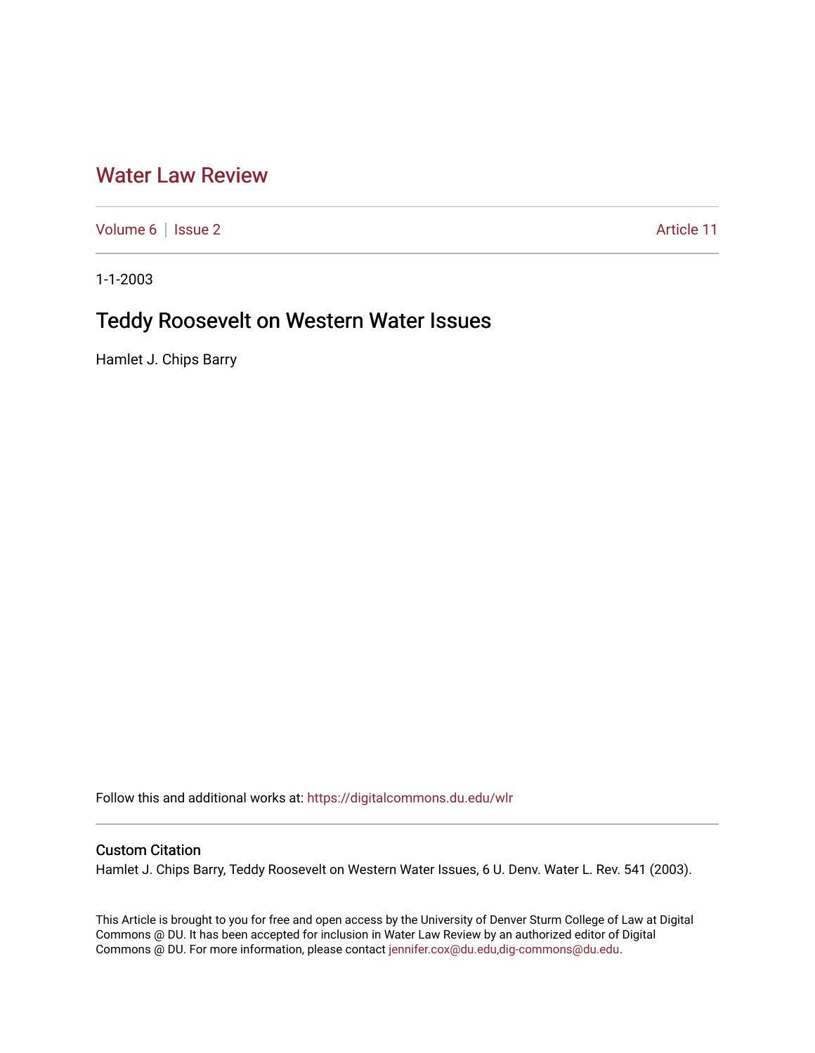# Water Law Review

Volume 6 | Issue 2 Article 11

1-1-2003

## Teddy Roosevelt on Western Water Issues

Hamlet J. Chips Barry

Follow this and additional works at: https://digitalcommons.du.edu/wlr

### Custom Citation

Hamlet J. Chips Barry, Teddy Roosevelt on Western Water Issues, 6 U. Denv. Water L. Rev. 541 (2003).

This Article is brought to you for free and open access by the University of Denver Sturm College of Law at Digital Commons @ DU. It has been accepted for inclusion in Water Law Review by an authorized editor of Digital Commons @ DU. For more information, please contact jennifer.cox@du.edu,dig-commons@du.edu.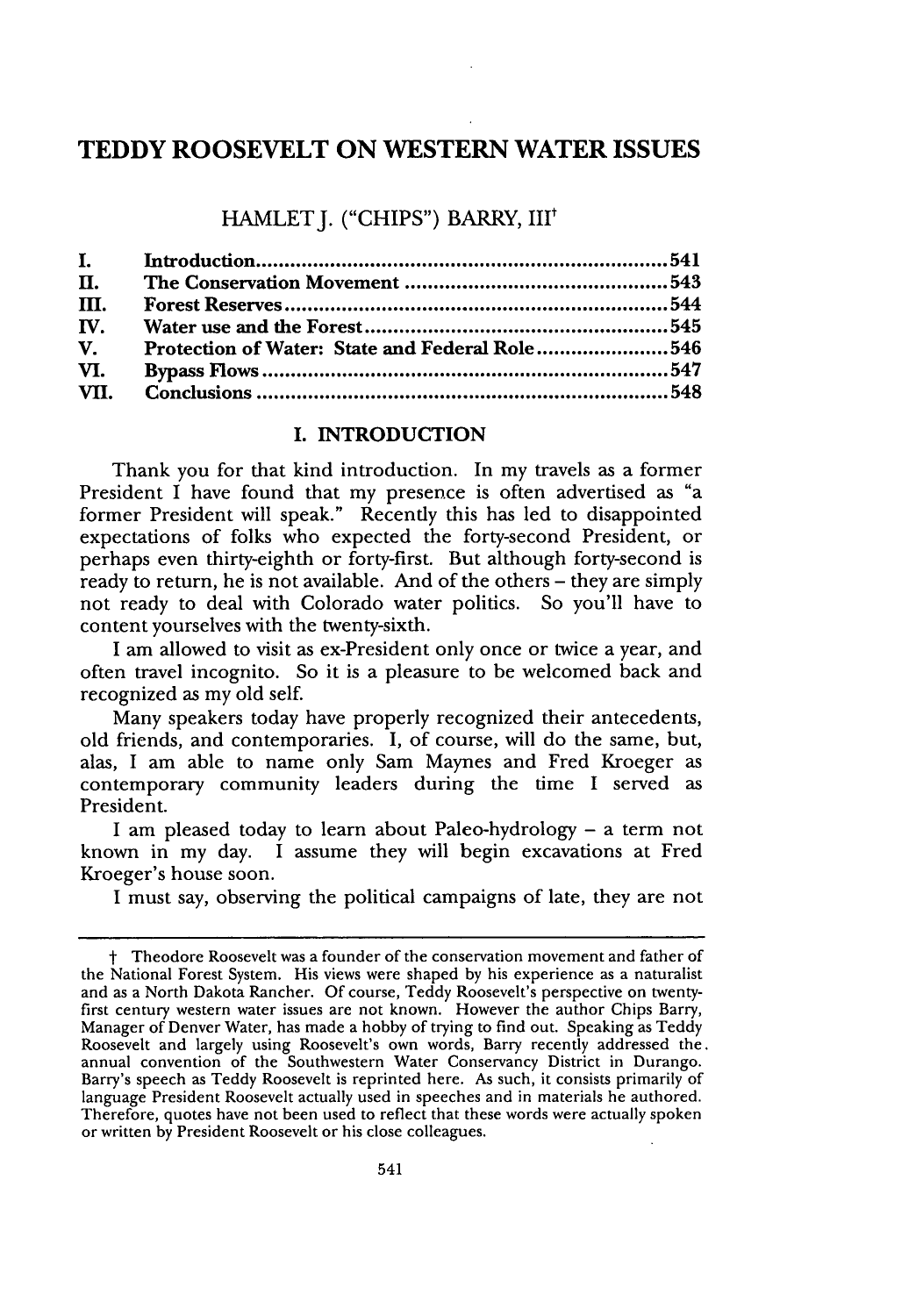# TEDDY ROOSEVELT ON WESTERN WATER ISSUES

HAMLET J. ("CHIPS") BARRY, III[†]

| | | |
|---|---|---|
| I. | Introduction | 541 |
| II. | The Conservation Movement | 543 |
| III. | Forest Reserves | 544 |
| IV. | Water use and the Forest | 545 |
| V. | Protection of Water: State and Federal Role | 546 |
| VI. | Bypass Flows | 547 |
| VII. | Conclusions | 548 |

## I. INTRODUCTION

Thank you for that kind introduction. In my travels as a former President I have found that my presence is often advertised as "a former President will speak." Recently this has led to disappointed expectations of folks who expected the forty-second President, or perhaps even thirty-eighth or forty-first. But although forty-second is ready to return, he is not available. And of the others – they are simply not ready to deal with Colorado water politics. So you'll have to content yourselves with the twenty-sixth.

I am allowed to visit as ex-President only once or twice a year, and often travel incognito. So it is a pleasure to be welcomed back and recognized as my old self.

Many speakers today have properly recognized their antecedents, old friends, and contemporaries. I, of course, will do the same, but, alas, I am able to name only Sam Maynes and Fred Kroeger as contemporary community leaders during the time I served as President.

I am pleased today to learn about Paleo-hydrology – a term not known in my day. I assume they will begin excavations at Fred Kroeger's house soon.

I must say, observing the political campaigns of late, they are not

---

† Theodore Roosevelt was a founder of the conservation movement and father of the National Forest System. His views were shaped by his experience as a naturalist and as a North Dakota Rancher. Of course, Teddy Roosevelt's perspective on twenty-first century western water issues are not known. However the author Chips Barry, Manager of Denver Water, has made a hobby of trying to find out. Speaking as Teddy Roosevelt and largely using Roosevelt's own words, Barry recently addressed the annual convention of the Southwestern Water Conservancy District in Durango. Barry's speech as Teddy Roosevelt is reprinted here. As such, it consists primarily of language President Roosevelt actually used in speeches and in materials he authored. Therefore, quotes have not been used to reflect that these words were actually spoken or written by President Roosevelt or his close colleagues.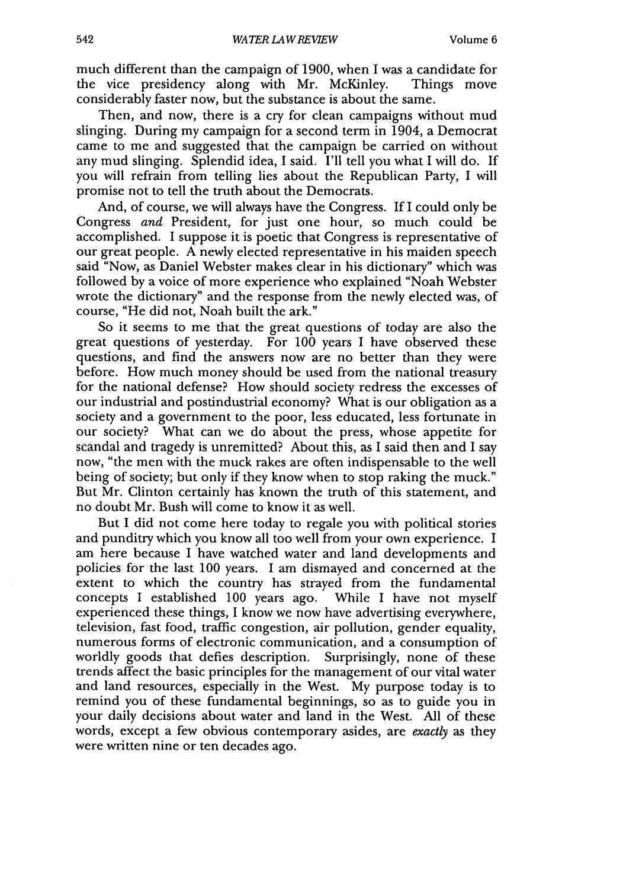much different than the campaign of 1900, when I was a candidate for the vice presidency along with Mr. McKinley. Things move considerably faster now, but the substance is about the same.

Then, and now, there is a cry for clean campaigns without mud slinging. During my campaign for a second term in 1904, a Democrat came to me and suggested that the campaign be carried on without any mud slinging. Splendid idea, I said. I'll tell you what I will do. If you will refrain from telling lies about the Republican Party, I will promise not to tell the truth about the Democrats.

And, of course, we will always have the Congress. If I could only be Congress *and* President, for just one hour, so much could be accomplished. I suppose it is poetic that Congress is representative of our great people. A newly elected representative in his maiden speech said "Now, as Daniel Webster makes clear in his dictionary" which was followed by a voice of more experience who explained "Noah Webster wrote the dictionary" and the response from the newly elected was, of course, "He did not, Noah built the ark."

So it seems to me that the great questions of today are also the great questions of yesterday. For 100 years I have observed these questions, and find the answers now are no better than they were before. How much money should be used from the national treasury for the national defense? How should society redress the excesses of our industrial and postindustrial economy? What is our obligation as a society and a government to the poor, less educated, less fortunate in our society? What can we do about the press, whose appetite for scandal and tragedy is unremitted? About this, as I said then and I say now, "the men with the muck rakes are often indispensable to the well being of society; but only if they know when to stop raking the muck." But Mr. Clinton certainly has known the truth of this statement, and no doubt Mr. Bush will come to know it as well.

But I did not come here today to regale you with political stories and punditry which you know all too well from your own experience. I am here because I have watched water and land developments and policies for the last 100 years. I am dismayed and concerned at the extent to which the country has strayed from the fundamental concepts I established 100 years ago. While I have not myself experienced these things, I know we now have advertising everywhere, television, fast food, traffic congestion, air pollution, gender equality, numerous forms of electronic communication, and a consumption of worldly goods that defies description. Surprisingly, none of these trends affect the basic principles for the management of our vital water and land resources, especially in the West. My purpose today is to remind you of these fundamental beginnings, so as to guide you in your daily decisions about water and land in the West. All of these words, except a few obvious contemporary asides, are *exactly* as they were written nine or ten decades ago.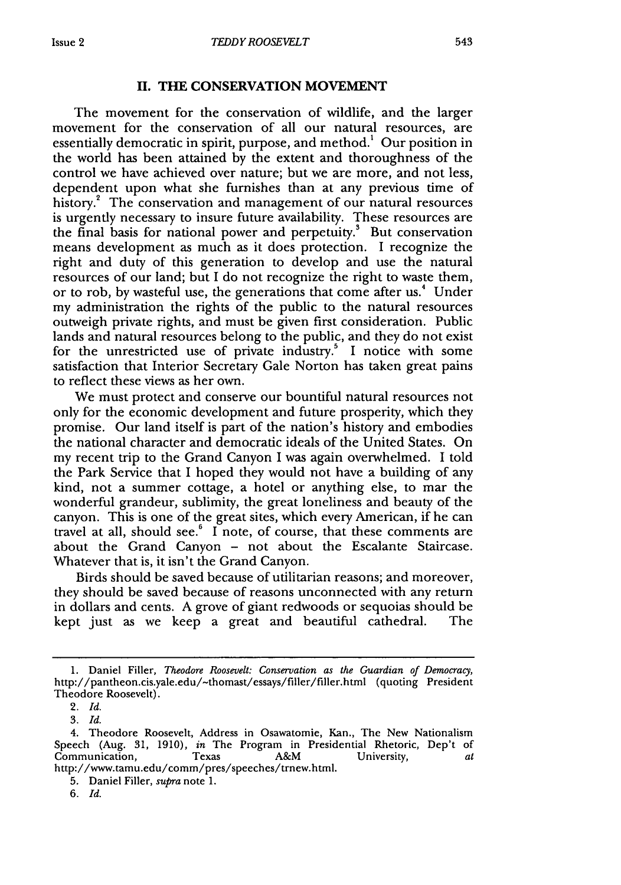## II. THE CONSERVATION MOVEMENT

The movement for the conservation of wildlife, and the larger movement for the conservation of all our natural resources, are essentially democratic in spirit, purpose, and method.[1] Our position in the world has been attained by the extent and thoroughness of the control we have achieved over nature; but we are more, and not less, dependent upon what she furnishes than at any previous time of history.[2] The conservation and management of our natural resources is urgently necessary to insure future availability. These resources are the final basis for national power and perpetuity.[3] But conservation means development as much as it does protection. I recognize the right and duty of this generation to develop and use the natural resources of our land; but I do not recognize the right to waste them, or to rob, by wasteful use, the generations that come after us.[4] Under my administration the rights of the public to the natural resources outweigh private rights, and must be given first consideration. Public lands and natural resources belong to the public, and they do not exist for the unrestricted use of private industry.[5] I notice with some satisfaction that Interior Secretary Gale Norton has taken great pains to reflect these views as her own.

We must protect and conserve our bountiful natural resources not only for the economic development and future prosperity, which they promise. Our land itself is part of the nation's history and embodies the national character and democratic ideals of the United States. On my recent trip to the Grand Canyon I was again overwhelmed. I told the Park Service that I hoped they would not have a building of any kind, not a summer cottage, a hotel or anything else, to mar the wonderful grandeur, sublimity, the great loneliness and beauty of the canyon. This is one of the great sites, which every American, if he can travel at all, should see.[6] I note, of course, that these comments are about the Grand Canyon – not about the Escalante Staircase. Whatever that is, it isn't the Grand Canyon.

Birds should be saved because of utilitarian reasons; and moreover, they should be saved because of reasons unconnected with any return in dollars and cents. A grove of giant redwoods or sequoias should be kept just as we keep a great and beautiful cathedral. The

---

1. Daniel Filler, *Theodore Roosevelt: Conservation as the Guardian of Democracy*, http://pantheon.cis.yale.edu/~thomast/essays/filler/filler.html (quoting President Theodore Roosevelt).

2. *Id.*

3. *Id.*

4. Theodore Roosevelt, Address in Osawatomie, Kan., The New Nationalism Speech (Aug. 31, 1910), *in* The Program in Presidential Rhetoric, Dep't of Communication, Texas A&M University, *at* http://www.tamu.edu/comm/pres/speeches/trnew.html.

5. Daniel Filler, *supra* note 1.

6. *Id.*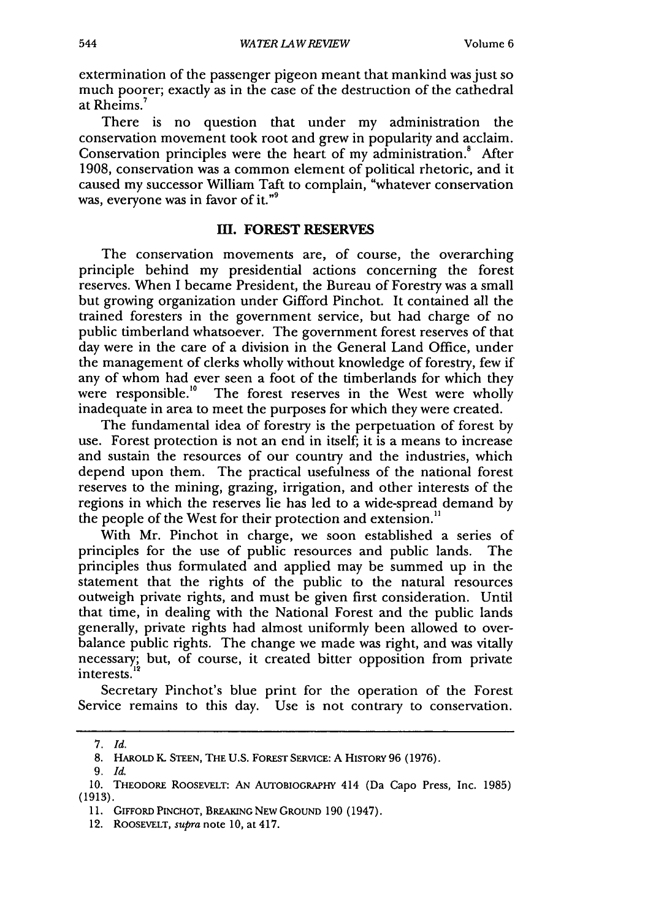extermination of the passenger pigeon meant that mankind was just so much poorer; exactly as in the case of the destruction of the cathedral at Rheims.[7]

There is no question that under my administration the conservation movement took root and grew in popularity and acclaim. Conservation principles were the heart of my administration.[8] After 1908, conservation was a common element of political rhetoric, and it caused my successor William Taft to complain, "whatever conservation was, everyone was in favor of it."[9]

## III. FOREST RESERVES

The conservation movements are, of course, the overarching principle behind my presidential actions concerning the forest reserves. When I became President, the Bureau of Forestry was a small but growing organization under Gifford Pinchot. It contained all the trained foresters in the government service, but had charge of no public timberland whatsoever. The government forest reserves of that day were in the care of a division in the General Land Office, under the management of clerks wholly without knowledge of forestry, few if any of whom had ever seen a foot of the timberlands for which they were responsible.[10] The forest reserves in the West were wholly inadequate in area to meet the purposes for which they were created.

The fundamental idea of forestry is the perpetuation of forest by use. Forest protection is not an end in itself; it is a means to increase and sustain the resources of our country and the industries, which depend upon them. The practical usefulness of the national forest reserves to the mining, grazing, irrigation, and other interests of the regions in which the reserves lie has led to a wide-spread demand by the people of the West for their protection and extension.[11]

With Mr. Pinchot in charge, we soon established a series of principles for the use of public resources and public lands. The principles thus formulated and applied may be summed up in the statement that the rights of the public to the natural resources outweigh private rights, and must be given first consideration. Until that time, in dealing with the National Forest and the public lands generally, private rights had almost uniformly been allowed to overbalance public rights. The change we made was right, and was vitally necessary; but, of course, it created bitter opposition from private interests.[12]

Secretary Pinchot's blue print for the operation of the Forest Service remains to this day. Use is not contrary to conservation.

---

7. *Id.*

8. HAROLD K. STEEN, THE U.S. FOREST SERVICE: A HISTORY 96 (1976).

9. *Id.*

10. THEODORE ROOSEVELT: AN AUTOBIOGRAPHY 414 (Da Capo Press, Inc. 1985) (1913).

11. GIFFORD PINCHOT, BREAKING NEW GROUND 190 (1947).

12. ROOSEVELT, *supra* note 10, at 417.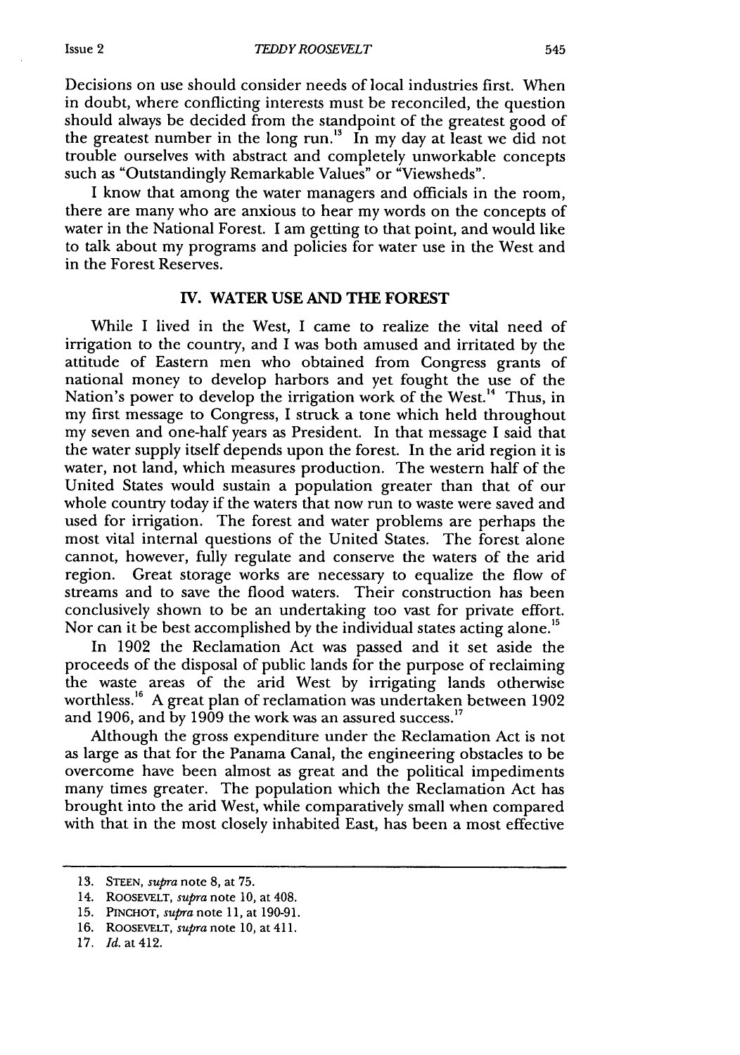Decisions on use should consider needs of local industries first. When in doubt, where conflicting interests must be reconciled, the question should always be decided from the standpoint of the greatest good of the greatest number in the long run.[13] In my day at least we did not trouble ourselves with abstract and completely unworkable concepts such as "Outstandingly Remarkable Values" or "Viewsheds".

I know that among the water managers and officials in the room, there are many who are anxious to hear my words on the concepts of water in the National Forest. I am getting to that point, and would like to talk about my programs and policies for water use in the West and in the Forest Reserves.

## IV. WATER USE AND THE FOREST

While I lived in the West, I came to realize the vital need of irrigation to the country, and I was both amused and irritated by the attitude of Eastern men who obtained from Congress grants of national money to develop harbors and yet fought the use of the Nation's power to develop the irrigation work of the West.[14] Thus, in my first message to Congress, I struck a tone which held throughout my seven and one-half years as President. In that message I said that the water supply itself depends upon the forest. In the arid region it is water, not land, which measures production. The western half of the United States would sustain a population greater than that of our whole country today if the waters that now run to waste were saved and used for irrigation. The forest and water problems are perhaps the most vital internal questions of the United States. The forest alone cannot, however, fully regulate and conserve the waters of the arid region. Great storage works are necessary to equalize the flow of streams and to save the flood waters. Their construction has been conclusively shown to be an undertaking too vast for private effort. Nor can it be best accomplished by the individual states acting alone.[15]

In 1902 the Reclamation Act was passed and it set aside the proceeds of the disposal of public lands for the purpose of reclaiming the waste areas of the arid West by irrigating lands otherwise worthless.[16] A great plan of reclamation was undertaken between 1902 and 1906, and by 1909 the work was an assured success.[17]

Although the gross expenditure under the Reclamation Act is not as large as that for the Panama Canal, the engineering obstacles to be overcome have been almost as great and the political impediments many times greater. The population which the Reclamation Act has brought into the arid West, while comparatively small when compared with that in the most closely inhabited East, has been a most effective

---

13. STEEN, *supra* note 8, at 75.

14. ROOSEVELT, *supra* note 10, at 408.

15. PINCHOT, *supra* note 11, at 190-91.

16. ROOSEVELT, *supra* note 10, at 411.

17. *Id.* at 412.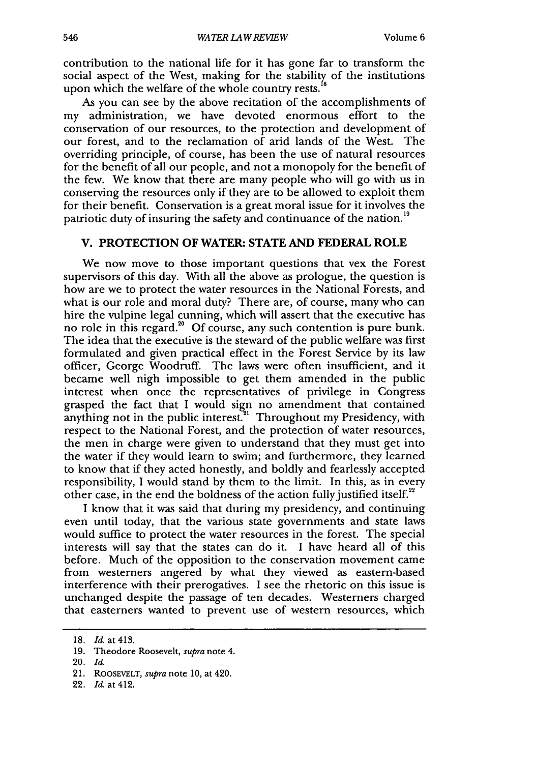contribution to the national life for it has gone far to transform the social aspect of the West, making for the stability of the institutions upon which the welfare of the whole country rests.[18]

As you can see by the above recitation of the accomplishments of my administration, we have devoted enormous effort to the conservation of our resources, to the protection and development of our forest, and to the reclamation of arid lands of the West. The overriding principle, of course, has been the use of natural resources for the benefit of all our people, and not a monopoly for the benefit of the few. We know that there are many people who will go with us in conserving the resources only if they are to be allowed to exploit them for their benefit. Conservation is a great moral issue for it involves the patriotic duty of insuring the safety and continuance of the nation.[19]

## V. PROTECTION OF WATER: STATE AND FEDERAL ROLE

We now move to those important questions that vex the Forest supervisors of this day. With all the above as prologue, the question is how are we to protect the water resources in the National Forests, and what is our role and moral duty? There are, of course, many who can hire the vulpine legal cunning, which will assert that the executive has no role in this regard.[20] Of course, any such contention is pure bunk. The idea that the executive is the steward of the public welfare was first formulated and given practical effect in the Forest Service by its law officer, George Woodruff. The laws were often insufficient, and it became well nigh impossible to get them amended in the public interest when once the representatives of privilege in Congress grasped the fact that I would sign no amendment that contained anything not in the public interest.[21] Throughout my Presidency, with respect to the National Forest, and the protection of water resources, the men in charge were given to understand that they must get into the water if they would learn to swim; and furthermore, they learned to know that if they acted honestly, and boldly and fearlessly accepted responsibility, I would stand by them to the limit. In this, as in every other case, in the end the boldness of the action fully justified itself.[22]

I know that it was said that during my presidency, and continuing even until today, that the various state governments and state laws would suffice to protect the water resources in the forest. The special interests will say that the states can do it. I have heard all of this before. Much of the opposition to the conservation movement came from westerners angered by what they viewed as eastern-based interference with their prerogatives. I see the rhetoric on this issue is unchanged despite the passage of ten decades. Westerners charged that easterners wanted to prevent use of western resources, which

---

18. *Id.* at 413.
19. Theodore Roosevelt, *supra* note 4.
20. *Id.*
21. ROOSEVELT, *supra* note 10, at 420.
22. *Id.* at 412.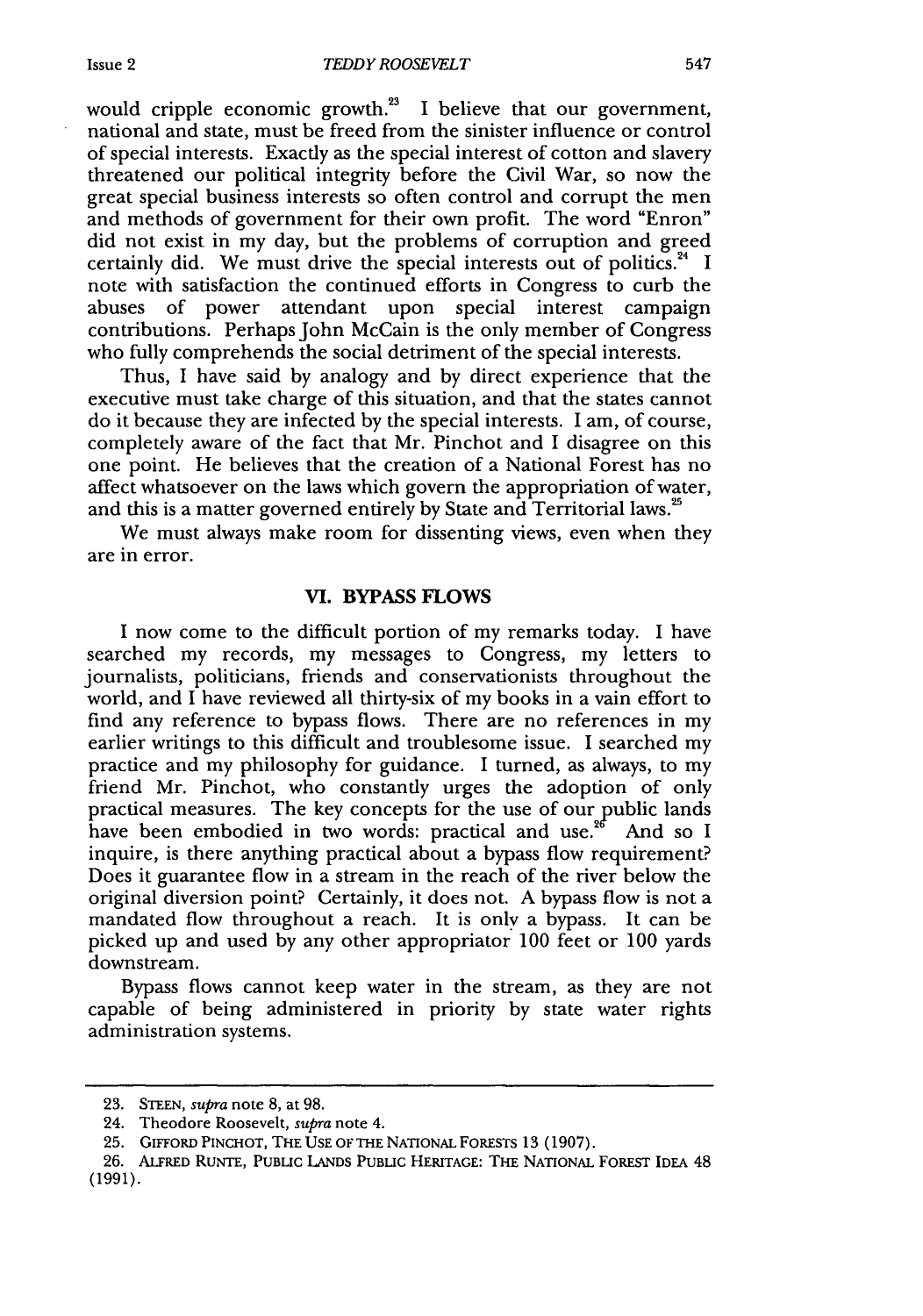would cripple economic growth.[23] I believe that our government, national and state, must be freed from the sinister influence or control of special interests. Exactly as the special interest of cotton and slavery threatened our political integrity before the Civil War, so now the great special business interests so often control and corrupt the men and methods of government for their own profit. The word "Enron" did not exist in my day, but the problems of corruption and greed certainly did. We must drive the special interests out of politics.[24] I note with satisfaction the continued efforts in Congress to curb the abuses of power attendant upon special interest campaign contributions. Perhaps John McCain is the only member of Congress who fully comprehends the social detriment of the special interests.

Thus, I have said by analogy and by direct experience that the executive must take charge of this situation, and that the states cannot do it because they are infected by the special interests. I am, of course, completely aware of the fact that Mr. Pinchot and I disagree on this one point. He believes that the creation of a National Forest has no affect whatsoever on the laws which govern the appropriation of water, and this is a matter governed entirely by State and Territorial laws.[25]

We must always make room for dissenting views, even when they are in error.

## VI. BYPASS FLOWS

I now come to the difficult portion of my remarks today. I have searched my records, my messages to Congress, my letters to journalists, politicians, friends and conservationists throughout the world, and I have reviewed all thirty-six of my books in a vain effort to find any reference to bypass flows. There are no references in my earlier writings to this difficult and troublesome issue. I searched my practice and my philosophy for guidance. I turned, as always, to my friend Mr. Pinchot, who constantly urges the adoption of only practical measures. The key concepts for the use of our public lands have been embodied in two words: practical and use.[26] And so I inquire, is there anything practical about a bypass flow requirement? Does it guarantee flow in a stream in the reach of the river below the original diversion point? Certainly, it does not. A bypass flow is not a mandated flow throughout a reach. It is only a bypass. It can be picked up and used by any other appropriator 100 feet or 100 yards downstream.

Bypass flows cannot keep water in the stream, as they are not capable of being administered in priority by state water rights administration systems.

---

23. STEEN, *supra* note 8, at 98.

24. Theodore Roosevelt, *supra* note 4.

25. GIFFORD PINCHOT, THE USE OF THE NATIONAL FORESTS 13 (1907).

26. ALFRED RUNTE, PUBLIC LANDS PUBLIC HERITAGE: THE NATIONAL FOREST IDEA 48 (1991).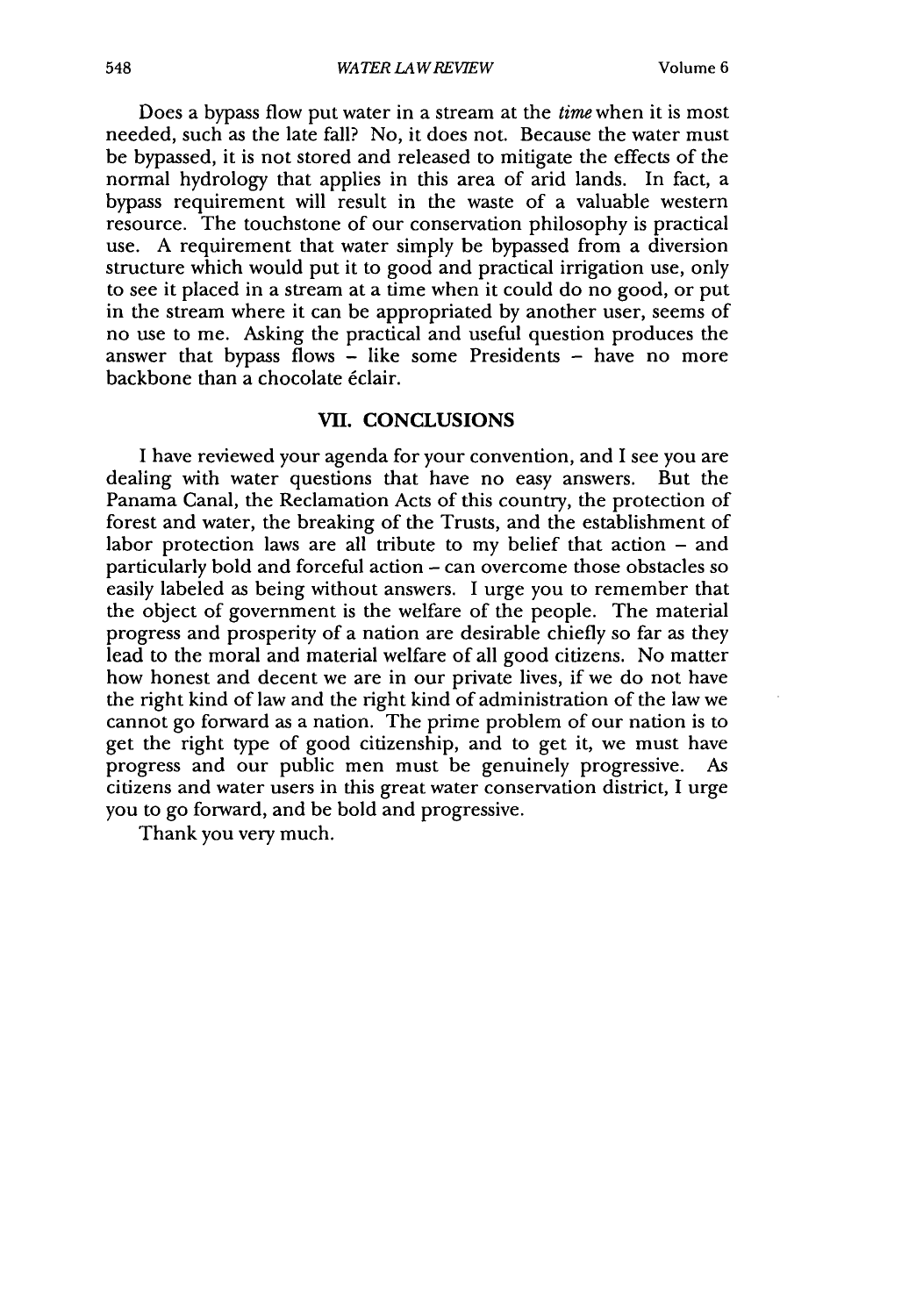Does a bypass flow put water in a stream at the *time* when it is most needed, such as the late fall? No, it does not. Because the water must be bypassed, it is not stored and released to mitigate the effects of the normal hydrology that applies in this area of arid lands. In fact, a bypass requirement will result in the waste of a valuable western resource. The touchstone of our conservation philosophy is practical use. A requirement that water simply be bypassed from a diversion structure which would put it to good and practical irrigation use, only to see it placed in a stream at a time when it could do no good, or put in the stream where it can be appropriated by another user, seems of no use to me. Asking the practical and useful question produces the answer that bypass flows – like some Presidents – have no more backbone than a chocolate éclair.

## VII. CONCLUSIONS

I have reviewed your agenda for your convention, and I see you are dealing with water questions that have no easy answers. But the Panama Canal, the Reclamation Acts of this country, the protection of forest and water, the breaking of the Trusts, and the establishment of labor protection laws are all tribute to my belief that action – and particularly bold and forceful action – can overcome those obstacles so easily labeled as being without answers. I urge you to remember that the object of government is the welfare of the people. The material progress and prosperity of a nation are desirable chiefly so far as they lead to the moral and material welfare of all good citizens. No matter how honest and decent we are in our private lives, if we do not have the right kind of law and the right kind of administration of the law we cannot go forward as a nation. The prime problem of our nation is to get the right type of good citizenship, and to get it, we must have progress and our public men must be genuinely progressive. As citizens and water users in this great water conservation district, I urge you to go forward, and be bold and progressive.

Thank you very much.